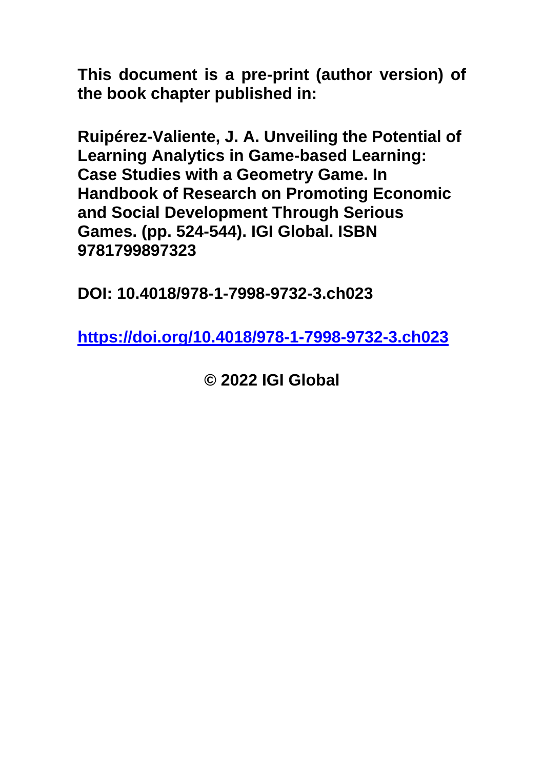**This document is a pre-print (author version) of the book chapter published in:**

**Ruipérez-Valiente, J. A. Unveiling the Potential of Learning Analytics in Game-based Learning: Case Studies with a Geometry Game. In Handbook of Research on Promoting Economic and Social Development Through Serious Games. (pp. 524-544). IGI Global. ISBN 9781799897323**

**DOI: 10.4018/978-1-7998-9732-3.ch023**

**[https://doi.org/10.4018/978-1-7998-9732-3.ch023](https://doi.org/10.4018/978-1-7998-9732-3.ch023)**

**© 2022 IGI Global**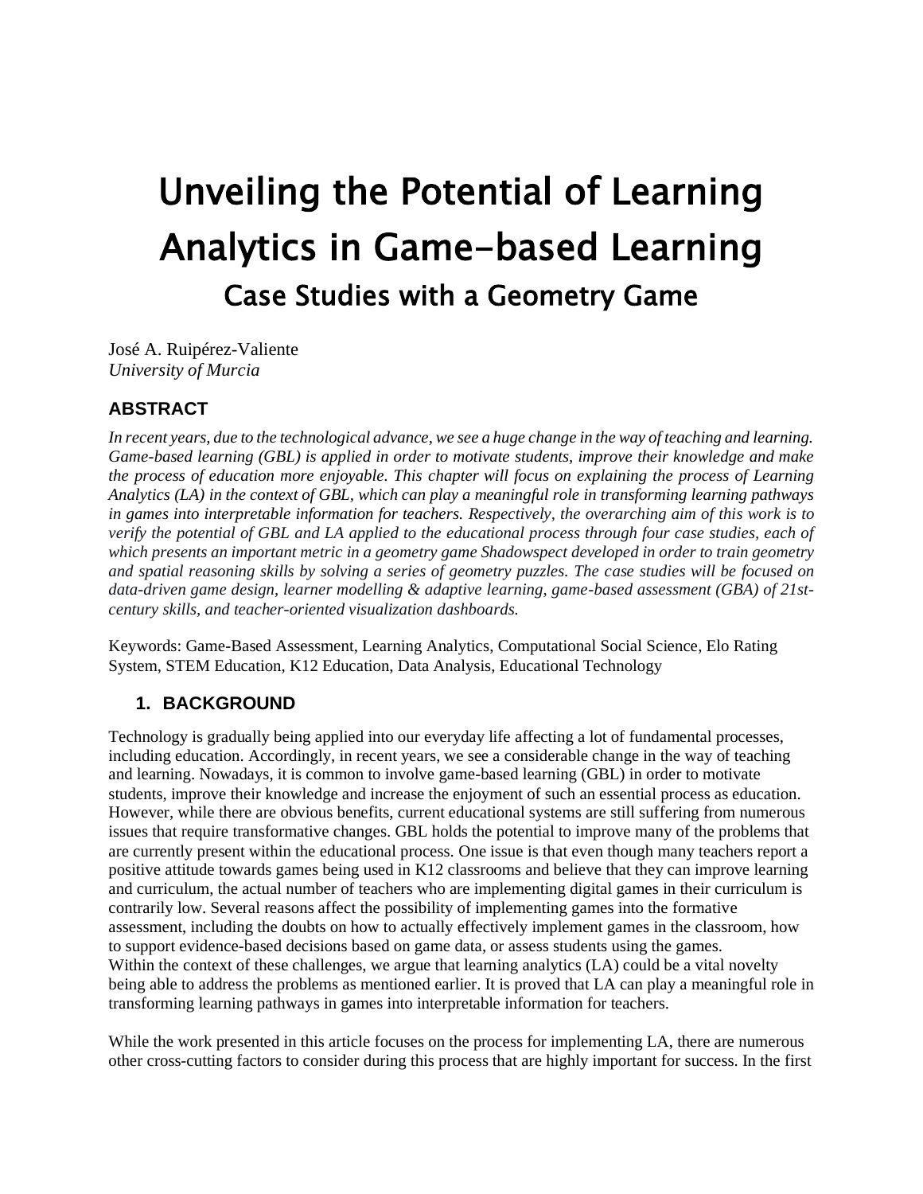# Unveiling the Potential of Learning Analytics in Game-based Learning

## Case Studies with a Geometry Game

José A. Ruipérez-Valiente
*University of Murcia*

### ABSTRACT

*In recent years, due to the technological advance, we see a huge change in the way of teaching and learning. Game-based learning (GBL) is applied in order to motivate students, improve their knowledge and make the process of education more enjoyable. This chapter will focus on explaining the process of Learning Analytics (LA) in the context of GBL, which can play a meaningful role in transforming learning pathways in games into interpretable information for teachers. Respectively, the overarching aim of this work is to verify the potential of GBL and LA applied to the educational process through four case studies, each of which presents an important metric in a geometry game Shadowspect developed in order to train geometry and spatial reasoning skills by solving a series of geometry puzzles. The case studies will be focused on data-driven game design, learner modelling & adaptive learning, game-based assessment (GBA) of 21st-century skills, and teacher-oriented visualization dashboards.*

Keywords: Game-Based Assessment, Learning Analytics, Computational Social Science, Elo Rating System, STEM Education, K12 Education, Data Analysis, Educational Technology

### 1. BACKGROUND

Technology is gradually being applied into our everyday life affecting a lot of fundamental processes, including education. Accordingly, in recent years, we see a considerable change in the way of teaching and learning. Nowadays, it is common to involve game-based learning (GBL) in order to motivate students, improve their knowledge and increase the enjoyment of such an essential process as education. However, while there are obvious benefits, current educational systems are still suffering from numerous issues that require transformative changes. GBL holds the potential to improve many of the problems that are currently present within the educational process. One issue is that even though many teachers report a positive attitude towards games being used in K12 classrooms and believe that they can improve learning and curriculum, the actual number of teachers who are implementing digital games in their curriculum is contrarily low. Several reasons affect the possibility of implementing games into the formative assessment, including the doubts on how to actually effectively implement games in the classroom, how to support evidence-based decisions based on game data, or assess students using the games.
Within the context of these challenges, we argue that learning analytics (LA) could be a vital novelty being able to address the problems as mentioned earlier. It is proved that LA can play a meaningful role in transforming learning pathways in games into interpretable information for teachers.

While the work presented in this article focuses on the process for implementing LA, there are numerous other cross-cutting factors to consider during this process that are highly important for success. In the first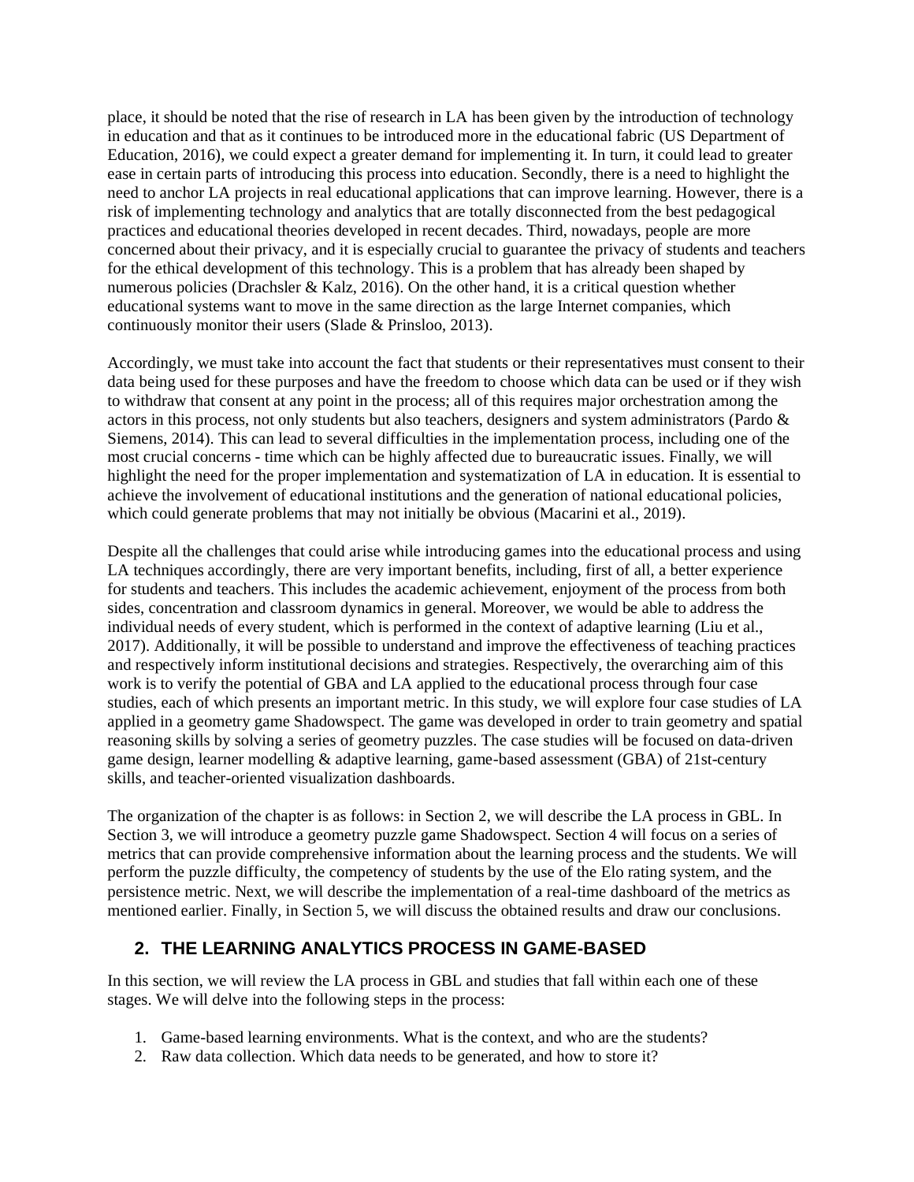place, it should be noted that the rise of research in LA has been given by the introduction of technology in education and that as it continues to be introduced more in the educational fabric (US Department of Education, 2016), we could expect a greater demand for implementing it. In turn, it could lead to greater ease in certain parts of introducing this process into education. Secondly, there is a need to highlight the need to anchor LA projects in real educational applications that can improve learning. However, there is a risk of implementing technology and analytics that are totally disconnected from the best pedagogical practices and educational theories developed in recent decades. Third, nowadays, people are more concerned about their privacy, and it is especially crucial to guarantee the privacy of students and teachers for the ethical development of this technology. This is a problem that has already been shaped by numerous policies (Drachsler & Kalz, 2016). On the other hand, it is a critical question whether educational systems want to move in the same direction as the large Internet companies, which continuously monitor their users (Slade & Prinsloo, 2013).

Accordingly, we must take into account the fact that students or their representatives must consent to their data being used for these purposes and have the freedom to choose which data can be used or if they wish to withdraw that consent at any point in the process; all of this requires major orchestration among the actors in this process, not only students but also teachers, designers and system administrators (Pardo & Siemens, 2014). This can lead to several difficulties in the implementation process, including one of the most crucial concerns - time which can be highly affected due to bureaucratic issues. Finally, we will highlight the need for the proper implementation and systematization of LA in education. It is essential to achieve the involvement of educational institutions and the generation of national educational policies, which could generate problems that may not initially be obvious (Macarini et al., 2019).

Despite all the challenges that could arise while introducing games into the educational process and using LA techniques accordingly, there are very important benefits, including, first of all, a better experience for students and teachers. This includes the academic achievement, enjoyment of the process from both sides, concentration and classroom dynamics in general. Moreover, we would be able to address the individual needs of every student, which is performed in the context of adaptive learning (Liu et al., 2017). Additionally, it will be possible to understand and improve the effectiveness of teaching practices and respectively inform institutional decisions and strategies. Respectively, the overarching aim of this work is to verify the potential of GBA and LA applied to the educational process through four case studies, each of which presents an important metric. In this study, we will explore four case studies of LA applied in a geometry game Shadowspect. The game was developed in order to train geometry and spatial reasoning skills by solving a series of geometry puzzles. The case studies will be focused on data-driven game design, learner modelling & adaptive learning, game-based assessment (GBA) of 21st-century skills, and teacher-oriented visualization dashboards.

The organization of the chapter is as follows: in Section 2, we will describe the LA process in GBL. In Section 3, we will introduce a geometry puzzle game Shadowspect. Section 4 will focus on a series of metrics that can provide comprehensive information about the learning process and the students. We will perform the puzzle difficulty, the competency of students by the use of the Elo rating system, and the persistence metric. Next, we will describe the implementation of a real-time dashboard of the metrics as mentioned earlier. Finally, in Section 5, we will discuss the obtained results and draw our conclusions.

## 2. THE LEARNING ANALYTICS PROCESS IN GAME-BASED

In this section, we will review the LA process in GBL and studies that fall within each one of these stages. We will delve into the following steps in the process:

1. Game-based learning environments. What is the context, and who are the students?
2. Raw data collection. Which data needs to be generated, and how to store it?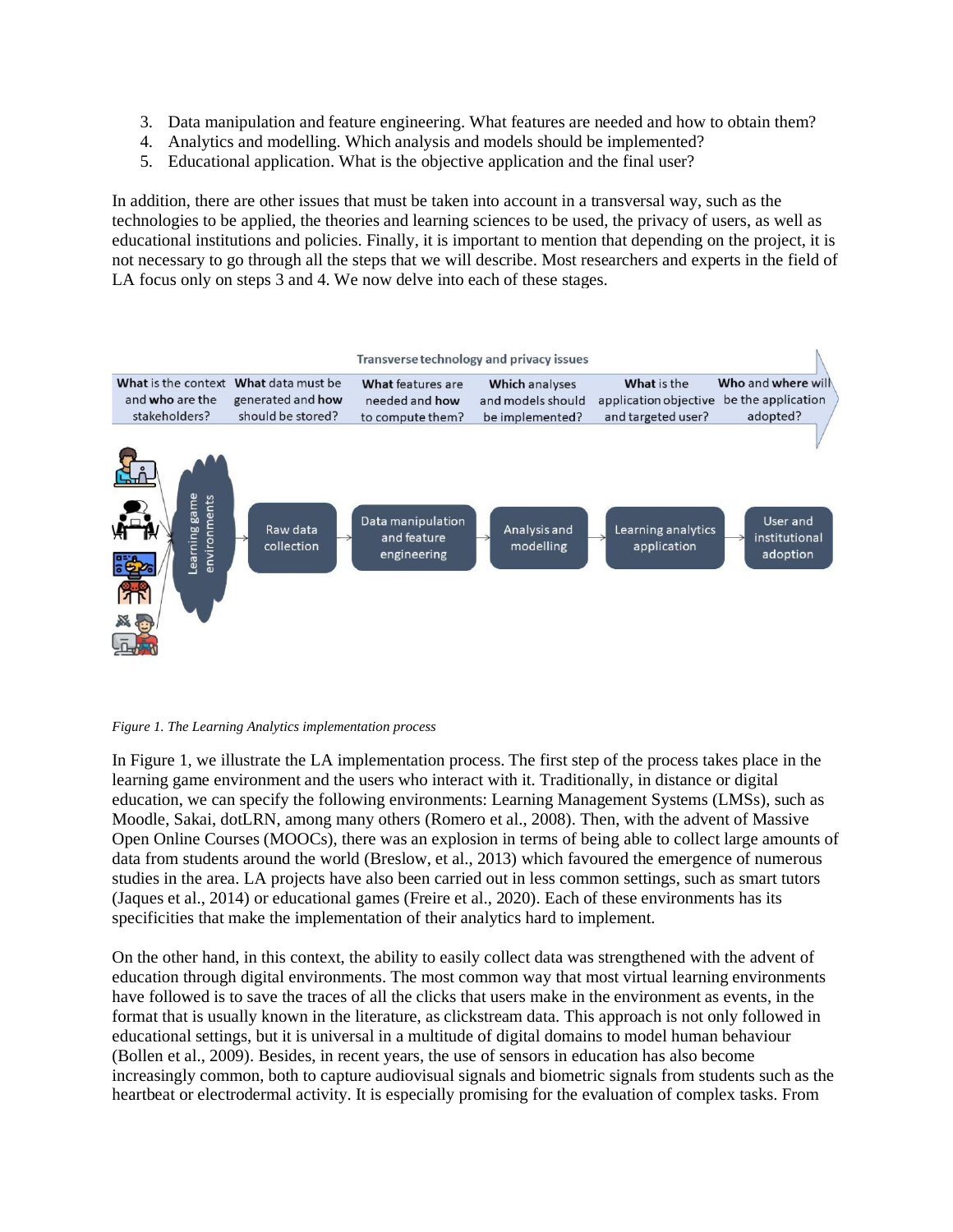3. Data manipulation and feature engineering. What features are needed and how to obtain them?
4. Analytics and modelling. Which analysis and models should be implemented?
5. Educational application. What is the objective application and the final user?

In addition, there are other issues that must be taken into account in a transversal way, such as the technologies to be applied, the theories and learning sciences to be used, the privacy of users, as well as educational institutions and policies. Finally, it is important to mention that depending on the project, it is not necessary to go through all the steps that we will describe. Most researchers and experts in the field of LA focus only on steps 3 and 4. We now delve into each of these stages.

*Figure 1. The Learning Analytics implementation process*

In Figure 1, we illustrate the LA implementation process. The first step of the process takes place in the learning game environment and the users who interact with it. Traditionally, in distance or digital education, we can specify the following environments: Learning Management Systems (LMSs), such as Moodle, Sakai, dotLRN, among many others (Romero et al., 2008). Then, with the advent of Massive Open Online Courses (MOOCs), there was an explosion in terms of being able to collect large amounts of data from students around the world (Breslow, et al., 2013) which favoured the emergence of numerous studies in the area. LA projects have also been carried out in less common settings, such as smart tutors (Jaques et al., 2014) or educational games (Freire et al., 2020). Each of these environments has its specificities that make the implementation of their analytics hard to implement.

On the other hand, in this context, the ability to easily collect data was strengthened with the advent of education through digital environments. The most common way that most virtual learning environments have followed is to save the traces of all the clicks that users make in the environment as events, in the format that is usually known in the literature, as clickstream data. This approach is not only followed in educational settings, but it is universal in a multitude of digital domains to model human behaviour (Bollen et al., 2009). Besides, in recent years, the use of sensors in education has also become increasingly common, both to capture audiovisual signals and biometric signals from students such as the heartbeat or electrodermal activity. It is especially promising for the evaluation of complex tasks. From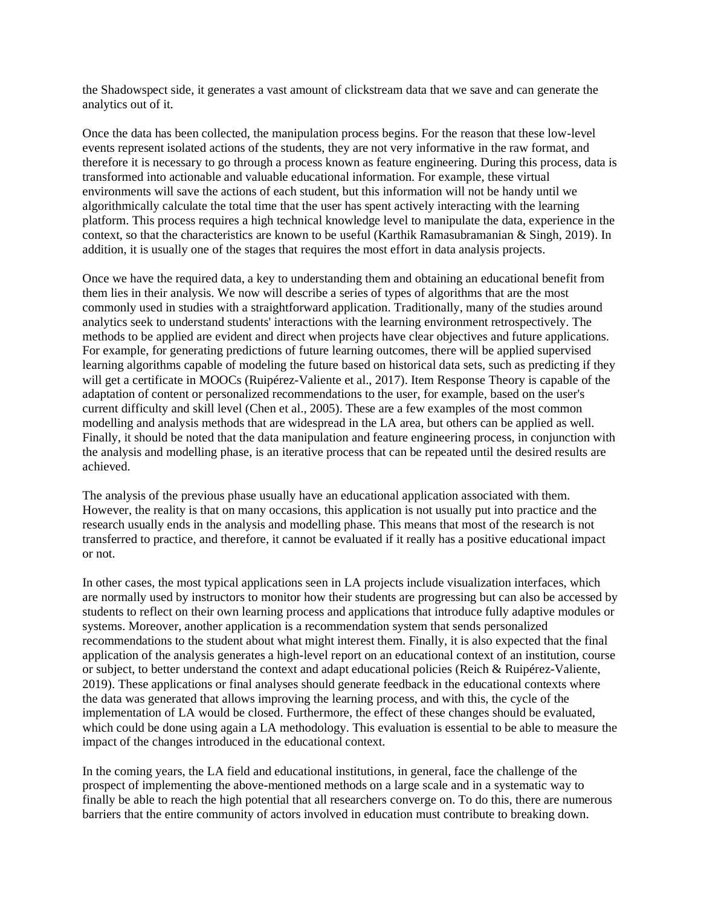the Shadowspect side, it generates a vast amount of clickstream data that we save and can generate the analytics out of it.

Once the data has been collected, the manipulation process begins. For the reason that these low-level events represent isolated actions of the students, they are not very informative in the raw format, and therefore it is necessary to go through a process known as feature engineering. During this process, data is transformed into actionable and valuable educational information. For example, these virtual environments will save the actions of each student, but this information will not be handy until we algorithmically calculate the total time that the user has spent actively interacting with the learning platform. This process requires a high technical knowledge level to manipulate the data, experience in the context, so that the characteristics are known to be useful (Karthik Ramasubramanian & Singh, 2019). In addition, it is usually one of the stages that requires the most effort in data analysis projects.

Once we have the required data, a key to understanding them and obtaining an educational benefit from them lies in their analysis. We now will describe a series of types of algorithms that are the most commonly used in studies with a straightforward application. Traditionally, many of the studies around analytics seek to understand students' interactions with the learning environment retrospectively. The methods to be applied are evident and direct when projects have clear objectives and future applications. For example, for generating predictions of future learning outcomes, there will be applied supervised learning algorithms capable of modeling the future based on historical data sets, such as predicting if they will get a certificate in MOOCs (Ruipérez-Valiente et al., 2017). Item Response Theory is capable of the adaptation of content or personalized recommendations to the user, for example, based on the user's current difficulty and skill level (Chen et al., 2005). These are a few examples of the most common modelling and analysis methods that are widespread in the LA area, but others can be applied as well. Finally, it should be noted that the data manipulation and feature engineering process, in conjunction with the analysis and modelling phase, is an iterative process that can be repeated until the desired results are achieved.

The analysis of the previous phase usually have an educational application associated with them. However, the reality is that on many occasions, this application is not usually put into practice and the research usually ends in the analysis and modelling phase. This means that most of the research is not transferred to practice, and therefore, it cannot be evaluated if it really has a positive educational impact or not.

In other cases, the most typical applications seen in LA projects include visualization interfaces, which are normally used by instructors to monitor how their students are progressing but can also be accessed by students to reflect on their own learning process and applications that introduce fully adaptive modules or systems. Moreover, another application is a recommendation system that sends personalized recommendations to the student about what might interest them. Finally, it is also expected that the final application of the analysis generates a high-level report on an educational context of an institution, course or subject, to better understand the context and adapt educational policies (Reich & Ruipérez-Valiente, 2019). These applications or final analyses should generate feedback in the educational contexts where the data was generated that allows improving the learning process, and with this, the cycle of the implementation of LA would be closed. Furthermore, the effect of these changes should be evaluated, which could be done using again a LA methodology. This evaluation is essential to be able to measure the impact of the changes introduced in the educational context.

In the coming years, the LA field and educational institutions, in general, face the challenge of the prospect of implementing the above-mentioned methods on a large scale and in a systematic way to finally be able to reach the high potential that all researchers converge on. To do this, there are numerous barriers that the entire community of actors involved in education must contribute to breaking down.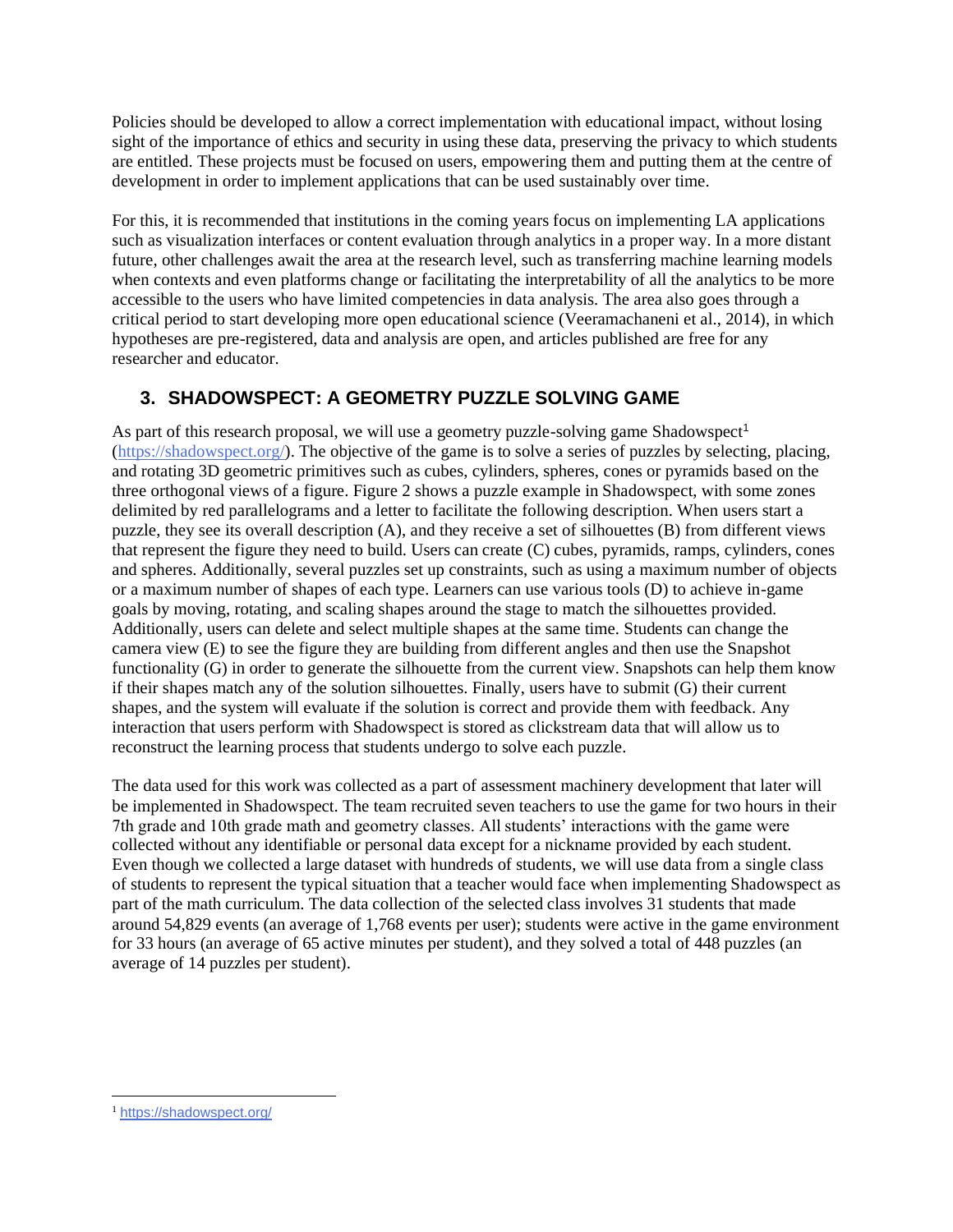Policies should be developed to allow a correct implementation with educational impact, without losing sight of the importance of ethics and security in using these data, preserving the privacy to which students are entitled. These projects must be focused on users, empowering them and putting them at the centre of development in order to implement applications that can be used sustainably over time.

For this, it is recommended that institutions in the coming years focus on implementing LA applications such as visualization interfaces or content evaluation through analytics in a proper way. In a more distant future, other challenges await the area at the research level, such as transferring machine learning models when contexts and even platforms change or facilitating the interpretability of all the analytics to be more accessible to the users who have limited competencies in data analysis. The area also goes through a critical period to start developing more open educational science (Veeramachaneni et al., 2014), in which hypotheses are pre-registered, data and analysis are open, and articles published are free for any researcher and educator.

## 3. SHADOWSPECT: A GEOMETRY PUZZLE SOLVING GAME

As part of this research proposal, we will use a geometry puzzle-solving game Shadowspect[1] (https://shadowspect.org/). The objective of the game is to solve a series of puzzles by selecting, placing, and rotating 3D geometric primitives such as cubes, cylinders, spheres, cones or pyramids based on the three orthogonal views of a figure. Figure 2 shows a puzzle example in Shadowspect, with some zones delimited by red parallelograms and a letter to facilitate the following description. When users start a puzzle, they see its overall description (A), and they receive a set of silhouettes (B) from different views that represent the figure they need to build. Users can create (C) cubes, pyramids, ramps, cylinders, cones and spheres. Additionally, several puzzles set up constraints, such as using a maximum number of objects or a maximum number of shapes of each type. Learners can use various tools (D) to achieve in-game goals by moving, rotating, and scaling shapes around the stage to match the silhouettes provided. Additionally, users can delete and select multiple shapes at the same time. Students can change the camera view (E) to see the figure they are building from different angles and then use the Snapshot functionality (G) in order to generate the silhouette from the current view. Snapshots can help them know if their shapes match any of the solution silhouettes. Finally, users have to submit (G) their current shapes, and the system will evaluate if the solution is correct and provide them with feedback. Any interaction that users perform with Shadowspect is stored as clickstream data that will allow us to reconstruct the learning process that students undergo to solve each puzzle.

The data used for this work was collected as a part of assessment machinery development that later will be implemented in Shadowspect. The team recruited seven teachers to use the game for two hours in their 7th grade and 10th grade math and geometry classes. All students' interactions with the game were collected without any identifiable or personal data except for a nickname provided by each student. Even though we collected a large dataset with hundreds of students, we will use data from a single class of students to represent the typical situation that a teacher would face when implementing Shadowspect as part of the math curriculum. The data collection of the selected class involves 31 students that made around 54,829 events (an average of 1,768 events per user); students were active in the game environment for 33 hours (an average of 65 active minutes per student), and they solved a total of 448 puzzles (an average of 14 puzzles per student).

[1] https://shadowspect.org/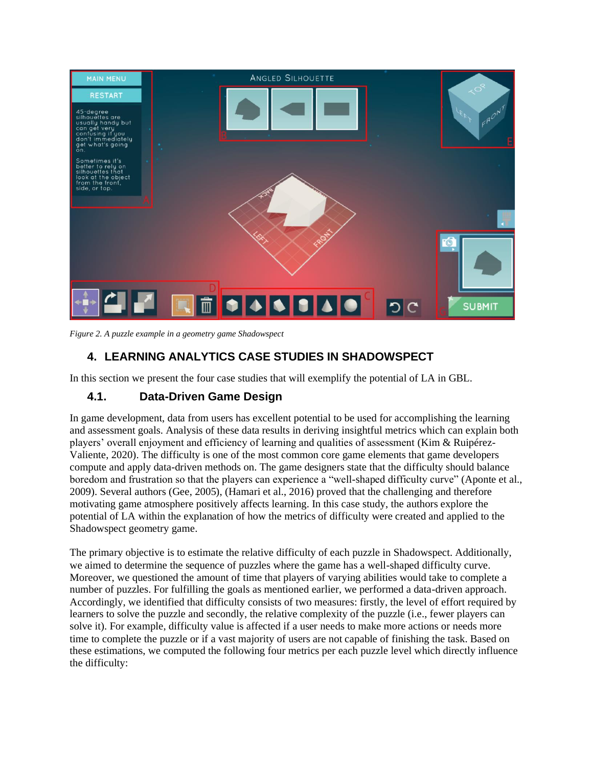*Figure 2. A puzzle example in a geometry game Shadowspect*

## 4. LEARNING ANALYTICS CASE STUDIES IN SHADOWSPECT

In this section we present the four case studies that will exemplify the potential of LA in GBL.

### 4.1. Data-Driven Game Design

In game development, data from users has excellent potential to be used for accomplishing the learning and assessment goals. Analysis of these data results in deriving insightful metrics which can explain both players' overall enjoyment and efficiency of learning and qualities of assessment (Kim & Ruipérez-Valiente, 2020). The difficulty is one of the most common core game elements that game developers compute and apply data-driven methods on. The game designers state that the difficulty should balance boredom and frustration so that the players can experience a "well-shaped difficulty curve" (Aponte et al., 2009). Several authors (Gee, 2005), (Hamari et al., 2016) proved that the challenging and therefore motivating game atmosphere positively affects learning. In this case study, the authors explore the potential of LA within the explanation of how the metrics of difficulty were created and applied to the Shadowspect geometry game.

The primary objective is to estimate the relative difficulty of each puzzle in Shadowspect. Additionally, we aimed to determine the sequence of puzzles where the game has a well-shaped difficulty curve. Moreover, we questioned the amount of time that players of varying abilities would take to complete a number of puzzles. For fulfilling the goals as mentioned earlier, we performed a data-driven approach. Accordingly, we identified that difficulty consists of two measures: firstly, the level of effort required by learners to solve the puzzle and secondly, the relative complexity of the puzzle (i.e., fewer players can solve it). For example, difficulty value is affected if a user needs to make more actions or needs more time to complete the puzzle or if a vast majority of users are not capable of finishing the task. Based on these estimations, we computed the following four metrics per each puzzle level which directly influence the difficulty: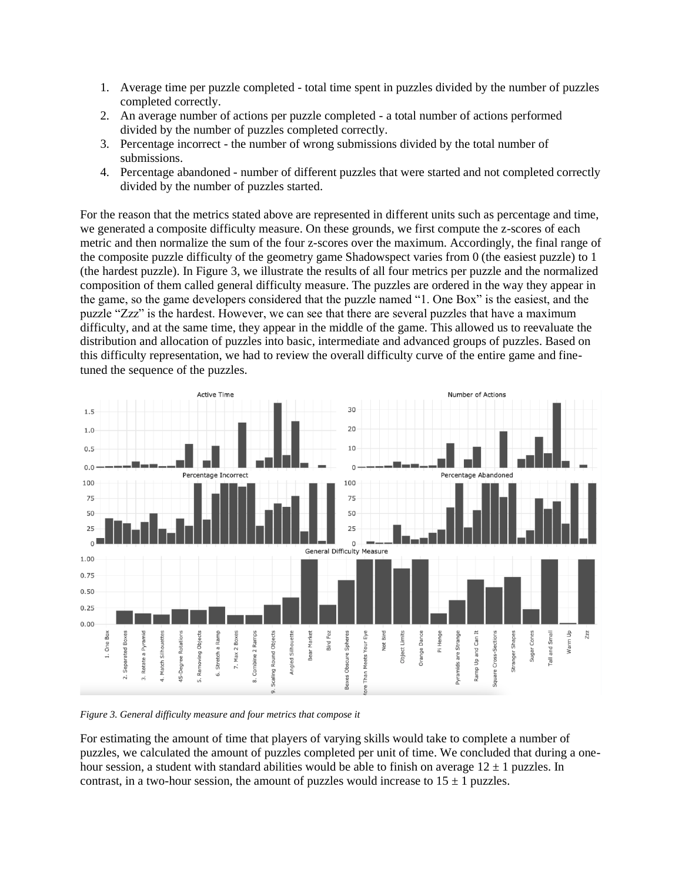1. Average time per puzzle completed - total time spent in puzzles divided by the number of puzzles completed correctly.
2. An average number of actions per puzzle completed - a total number of actions performed divided by the number of puzzles completed correctly.
3. Percentage incorrect - the number of wrong submissions divided by the total number of submissions.
4. Percentage abandoned - number of different puzzles that were started and not completed correctly divided by the number of puzzles started.

For the reason that the metrics stated above are represented in different units such as percentage and time, we generated a composite difficulty measure. On these grounds, we first compute the z-scores of each metric and then normalize the sum of the four z-scores over the maximum. Accordingly, the final range of the composite puzzle difficulty of the geometry game Shadowspect varies from 0 (the easiest puzzle) to 1 (the hardest puzzle). In Figure 3, we illustrate the results of all four metrics per puzzle and the normalized composition of them called general difficulty measure. The puzzles are ordered in the way they appear in the game, so the game developers considered that the puzzle named "1. One Box" is the easiest, and the puzzle "Zzz" is the hardest. However, we can see that there are several puzzles that have a maximum difficulty, and at the same time, they appear in the middle of the game. This allowed us to reevaluate the distribution and allocation of puzzles into basic, intermediate and advanced groups of puzzles. Based on this difficulty representation, we had to review the overall difficulty curve of the entire game and fine-tuned the sequence of the puzzles.

*Figure 3. General difficulty measure and four metrics that compose it*

For estimating the amount of time that players of varying skills would take to complete a number of puzzles, we calculated the amount of puzzles completed per unit of time. We concluded that during a one-hour session, a student with standard abilities would be able to finish on average $12 \pm 1$ puzzles. In contrast, in a two-hour session, the amount of puzzles would increase to $15 \pm 1$ puzzles.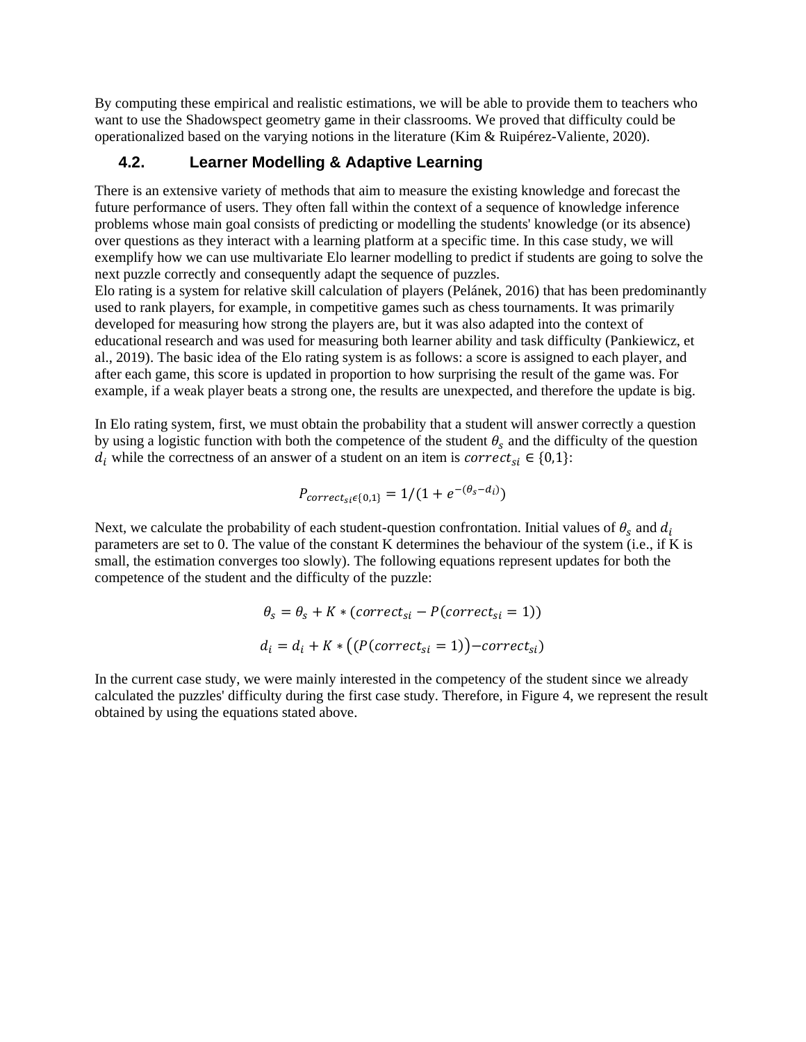By computing these empirical and realistic estimations, we will be able to provide them to teachers who want to use the Shadowspect geometry game in their classrooms. We proved that difficulty could be operationalized based on the varying notions in the literature (Kim & Ruipérez-Valiente, 2020).

## 4.2. Learner Modelling & Adaptive Learning

There is an extensive variety of methods that aim to measure the existing knowledge and forecast the future performance of users. They often fall within the context of a sequence of knowledge inference problems whose main goal consists of predicting or modelling the students' knowledge (or its absence) over questions as they interact with a learning platform at a specific time. In this case study, we will exemplify how we can use multivariate Elo learner modelling to predict if students are going to solve the next puzzle correctly and consequently adapt the sequence of puzzles.
Elo rating is a system for relative skill calculation of players (Pelánek, 2016) that has been predominantly used to rank players, for example, in competitive games such as chess tournaments. It was primarily developed for measuring how strong the players are, but it was also adapted into the context of educational research and was used for measuring both learner ability and task difficulty (Pankiewicz, et al., 2019). The basic idea of the Elo rating system is as follows: a score is assigned to each player, and after each game, this score is updated in proportion to how surprising the result of the game was. For example, if a weak player beats a strong one, the results are unexpected, and therefore the update is big.

In Elo rating system, first, we must obtain the probability that a student will answer correctly a question by using a logistic function with both the competence of the student $\theta_s$ and the difficulty of the question $d_i$ while the correctness of an answer of a student on an item is $correct_{si} \in \{0,1\}$:

$$P_{correct_{si}\epsilon\{0,1\}} = 1/(1 + e^{-(\theta_s - d_i)})$$

Next, we calculate the probability of each student-question confrontation. Initial values of $\theta_s$ and $d_i$ parameters are set to 0. The value of the constant K determines the behaviour of the system (i.e., if K is small, the estimation converges too slowly). The following equations represent updates for both the competence of the student and the difficulty of the puzzle:

$$\theta_s = \theta_s + K * (correct_{si} - P(correct_{si} = 1))$$

$$d_i = d_i + K * \big((P(correct_{si} = 1)\big) - correct_{si})$$

In the current case study, we were mainly interested in the competency of the student since we already calculated the puzzles' difficulty during the first case study. Therefore, in Figure 4, we represent the result obtained by using the equations stated above.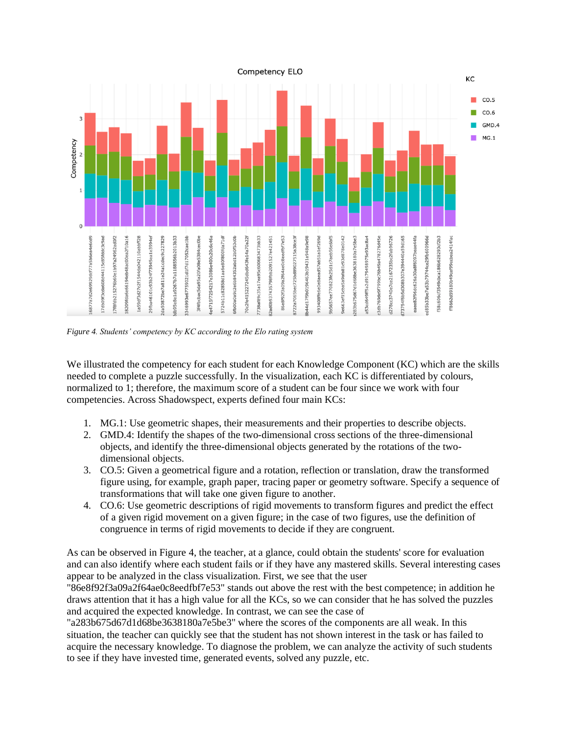*Figure 4. Students' competency by KC according to the Elo rating system*

We illustrated the competency for each student for each Knowledge Component (KC) which are the skills needed to complete a puzzle successfully. In the visualization, each KC is differentiated by colours, normalized to 1; therefore, the maximum score of a student can be four since we work with four competencies. Across Shadowspect, experts defined four main KCs:

1. MG.1: Use geometric shapes, their measurements and their properties to describe objects.
2. GMD.4: Identify the shapes of the two-dimensional cross sections of the three-dimensional objects, and identify the three-dimensional objects generated by the rotations of the two-dimensional objects.
3. CO.5: Given a geometrical figure and a rotation, reflection or translation, draw the transformed figure using, for example, graph paper, tracing paper or geometry software. Specify a sequence of transformations that will take one given figure to another.
4. CO.6: Use geometric descriptions of rigid movements to transform figures and predict the effect of a given rigid movement on a given figure; in the case of two figures, use the definition of congruence in terms of rigid movements to decide if they are congruent.

As can be observed in Figure 4, the teacher, at a glance, could obtain the students' score for evaluation and can also identify where each student fails or if they have any mastered skills. Several interesting cases appear to be analyzed in the class visualization. First, we see that the user "86e8f92f3a09a2f64ae0c8eedfbf7e53" stands out above the rest with the best competence; in addition he draws attention that it has a high value for all the KCs, so we can consider that he has solved the puzzles and acquired the expected knowledge. In contrast, we can see the case of "a283b675d67d1d68be3638180a7e5be3" where the scores of the components are all weak. In this situation, the teacher can quickly see that the student has not shown interest in the task or has failed to acquire the necessary knowledge. To diagnose the problem, we can analyze the activity of such students to see if they have invested time, generated events, solved any puzzle, etc.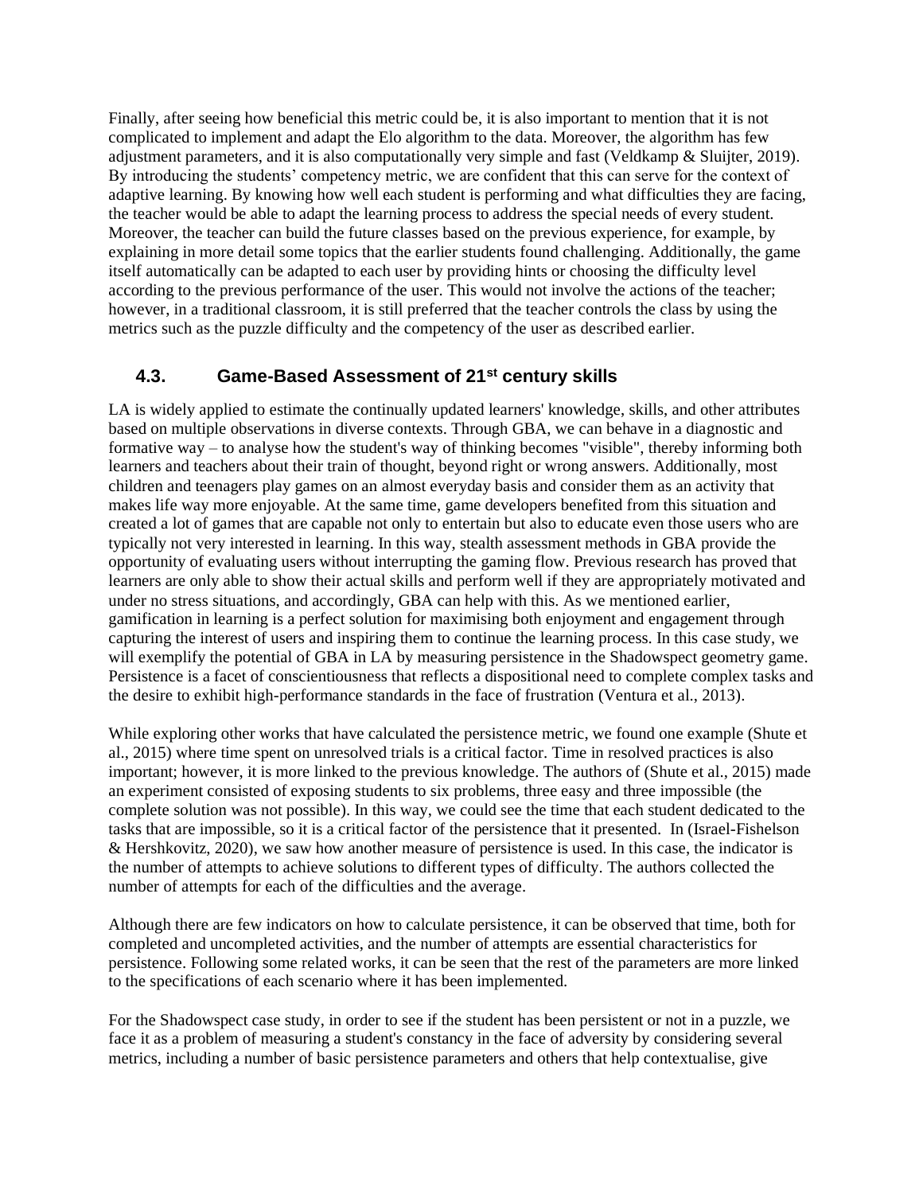Finally, after seeing how beneficial this metric could be, it is also important to mention that it is not complicated to implement and adapt the Elo algorithm to the data. Moreover, the algorithm has few adjustment parameters, and it is also computationally very simple and fast (Veldkamp & Sluijter, 2019). By introducing the students' competency metric, we are confident that this can serve for the context of adaptive learning. By knowing how well each student is performing and what difficulties they are facing, the teacher would be able to adapt the learning process to address the special needs of every student. Moreover, the teacher can build the future classes based on the previous experience, for example, by explaining in more detail some topics that the earlier students found challenging. Additionally, the game itself automatically can be adapted to each user by providing hints or choosing the difficulty level according to the previous performance of the user. This would not involve the actions of the teacher; however, in a traditional classroom, it is still preferred that the teacher controls the class by using the metrics such as the puzzle difficulty and the competency of the user as described earlier.

### 4.3. Game-Based Assessment of 21st century skills

LA is widely applied to estimate the continually updated learners' knowledge, skills, and other attributes based on multiple observations in diverse contexts. Through GBA, we can behave in a diagnostic and formative way – to analyse how the student's way of thinking becomes "visible", thereby informing both learners and teachers about their train of thought, beyond right or wrong answers. Additionally, most children and teenagers play games on an almost everyday basis and consider them as an activity that makes life way more enjoyable. At the same time, game developers benefited from this situation and created a lot of games that are capable not only to entertain but also to educate even those users who are typically not very interested in learning. In this way, stealth assessment methods in GBA provide the opportunity of evaluating users without interrupting the gaming flow. Previous research has proved that learners are only able to show their actual skills and perform well if they are appropriately motivated and under no stress situations, and accordingly, GBA can help with this. As we mentioned earlier, gamification in learning is a perfect solution for maximising both enjoyment and engagement through capturing the interest of users and inspiring them to continue the learning process. In this case study, we will exemplify the potential of GBA in LA by measuring persistence in the Shadowspect geometry game. Persistence is a facet of conscientiousness that reflects a dispositional need to complete complex tasks and the desire to exhibit high-performance standards in the face of frustration (Ventura et al., 2013).

While exploring other works that have calculated the persistence metric, we found one example (Shute et al., 2015) where time spent on unresolved trials is a critical factor. Time in resolved practices is also important; however, it is more linked to the previous knowledge. The authors of (Shute et al., 2015) made an experiment consisted of exposing students to six problems, three easy and three impossible (the complete solution was not possible). In this way, we could see the time that each student dedicated to the tasks that are impossible, so it is a critical factor of the persistence that it presented. In (Israel-Fishelson & Hershkovitz, 2020), we saw how another measure of persistence is used. In this case, the indicator is the number of attempts to achieve solutions to different types of difficulty. The authors collected the number of attempts for each of the difficulties and the average.

Although there are few indicators on how to calculate persistence, it can be observed that time, both for completed and uncompleted activities, and the number of attempts are essential characteristics for persistence. Following some related works, it can be seen that the rest of the parameters are more linked to the specifications of each scenario where it has been implemented.

For the Shadowspect case study, in order to see if the student has been persistent or not in a puzzle, we face it as a problem of measuring a student's constancy in the face of adversity by considering several metrics, including a number of basic persistence parameters and others that help contextualise, give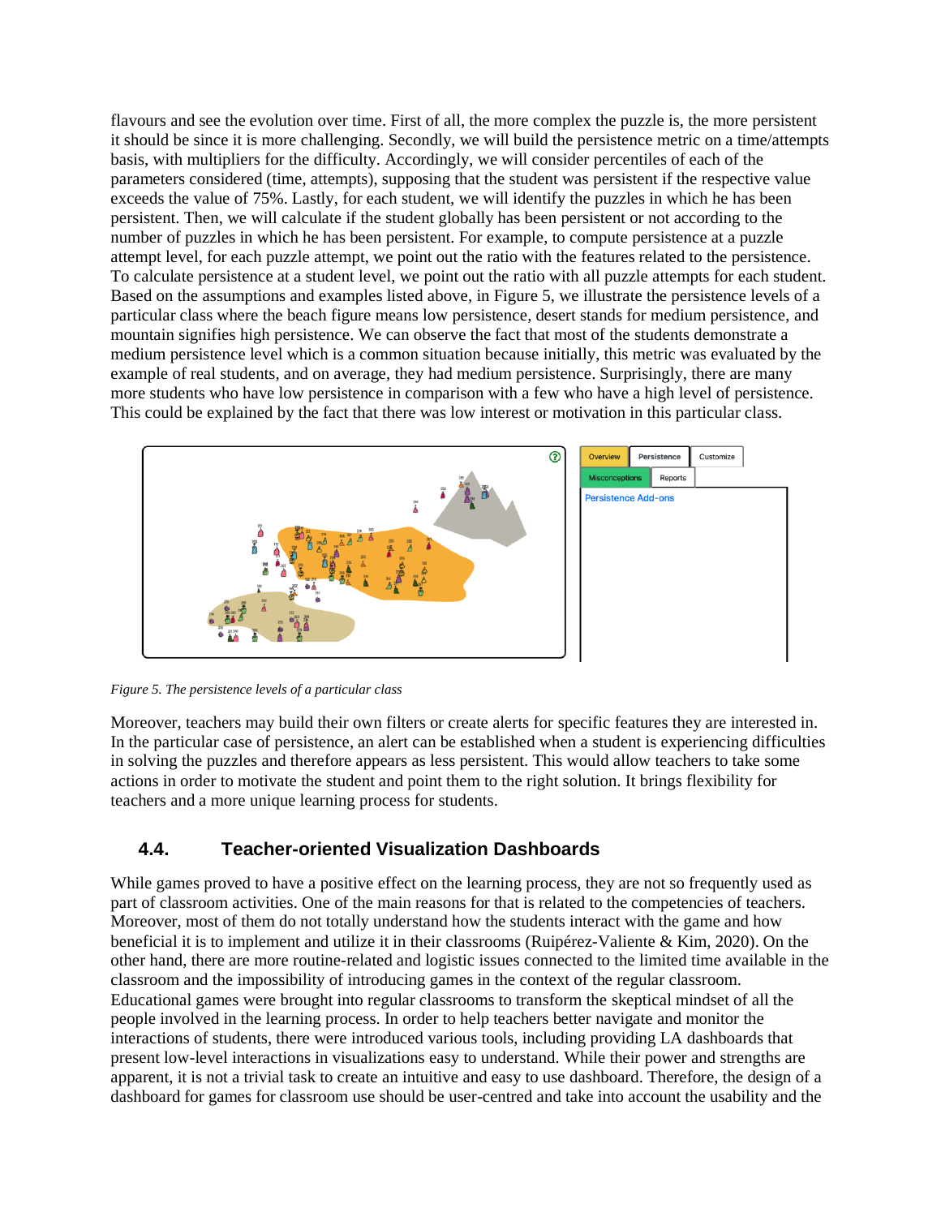flavours and see the evolution over time. First of all, the more complex the puzzle is, the more persistent it should be since it is more challenging. Secondly, we will build the persistence metric on a time/attempts basis, with multipliers for the difficulty. Accordingly, we will consider percentiles of each of the parameters considered (time, attempts), supposing that the student was persistent if the respective value exceeds the value of 75%. Lastly, for each student, we will identify the puzzles in which he has been persistent. Then, we will calculate if the student globally has been persistent or not according to the number of puzzles in which he has been persistent. For example, to compute persistence at a puzzle attempt level, for each puzzle attempt, we point out the ratio with the features related to the persistence. To calculate persistence at a student level, we point out the ratio with all puzzle attempts for each student. Based on the assumptions and examples listed above, in Figure 5, we illustrate the persistence levels of a particular class where the beach figure means low persistence, desert stands for medium persistence, and mountain signifies high persistence. We can observe the fact that most of the students demonstrate a medium persistence level which is a common situation because initially, this metric was evaluated by the example of real students, and on average, they had medium persistence. Surprisingly, there are many more students who have low persistence in comparison with a few who have a high level of persistence. This could be explained by the fact that there was low interest or motivation in this particular class.

*Figure 5. The persistence levels of a particular class*

Moreover, teachers may build their own filters or create alerts for specific features they are interested in. In the particular case of persistence, an alert can be established when a student is experiencing difficulties in solving the puzzles and therefore appears as less persistent. This would allow teachers to take some actions in order to motivate the student and point them to the right solution. It brings flexibility for teachers and a more unique learning process for students.

## 4.4. Teacher-oriented Visualization Dashboards

While games proved to have a positive effect on the learning process, they are not so frequently used as part of classroom activities. One of the main reasons for that is related to the competencies of teachers. Moreover, most of them do not totally understand how the students interact with the game and how beneficial it is to implement and utilize it in their classrooms (Ruipérez-Valiente & Kim, 2020). On the other hand, there are more routine-related and logistic issues connected to the limited time available in the classroom and the impossibility of introducing games in the context of the regular classroom. Educational games were brought into regular classrooms to transform the skeptical mindset of all the people involved in the learning process. In order to help teachers better navigate and monitor the interactions of students, there were introduced various tools, including providing LA dashboards that present low-level interactions in visualizations easy to understand. While their power and strengths are apparent, it is not a trivial task to create an intuitive and easy to use dashboard. Therefore, the design of a dashboard for games for classroom use should be user-centred and take into account the usability and the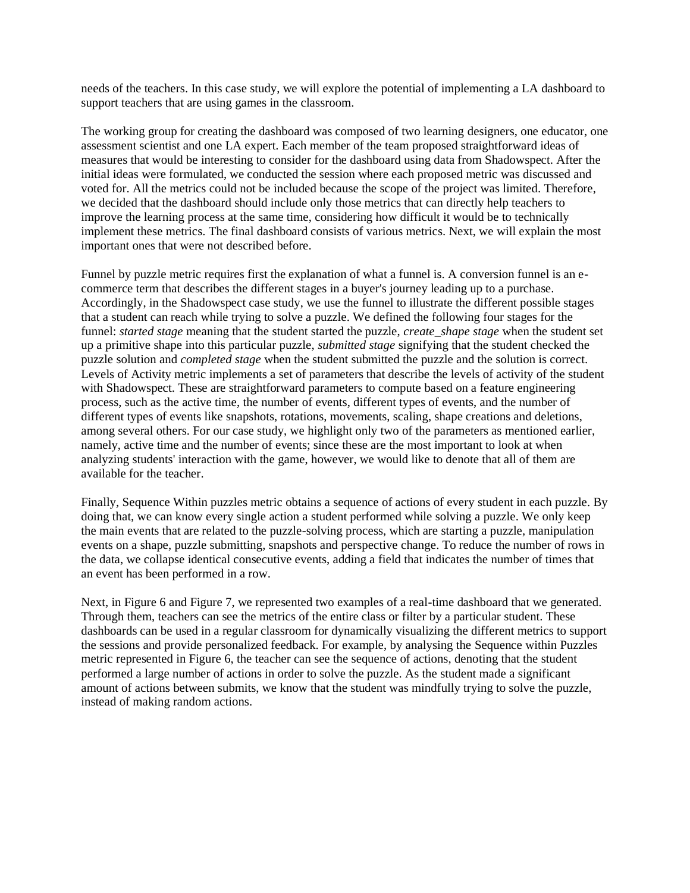needs of the teachers. In this case study, we will explore the potential of implementing a LA dashboard to support teachers that are using games in the classroom.

The working group for creating the dashboard was composed of two learning designers, one educator, one assessment scientist and one LA expert. Each member of the team proposed straightforward ideas of measures that would be interesting to consider for the dashboard using data from Shadowspect. After the initial ideas were formulated, we conducted the session where each proposed metric was discussed and voted for. All the metrics could not be included because the scope of the project was limited. Therefore, we decided that the dashboard should include only those metrics that can directly help teachers to improve the learning process at the same time, considering how difficult it would be to technically implement these metrics. The final dashboard consists of various metrics. Next, we will explain the most important ones that were not described before.

Funnel by puzzle metric requires first the explanation of what a funnel is. A conversion funnel is an e-commerce term that describes the different stages in a buyer's journey leading up to a purchase. Accordingly, in the Shadowspect case study, we use the funnel to illustrate the different possible stages that a student can reach while trying to solve a puzzle. We defined the following four stages for the funnel: *started stage* meaning that the student started the puzzle, *create_shape stage* when the student set up a primitive shape into this particular puzzle, *submitted stage* signifying that the student checked the puzzle solution and *completed stage* when the student submitted the puzzle and the solution is correct. Levels of Activity metric implements a set of parameters that describe the levels of activity of the student with Shadowspect. These are straightforward parameters to compute based on a feature engineering process, such as the active time, the number of events, different types of events, and the number of different types of events like snapshots, rotations, movements, scaling, shape creations and deletions, among several others. For our case study, we highlight only two of the parameters as mentioned earlier, namely, active time and the number of events; since these are the most important to look at when analyzing students' interaction with the game, however, we would like to denote that all of them are available for the teacher.

Finally, Sequence Within puzzles metric obtains a sequence of actions of every student in each puzzle. By doing that, we can know every single action a student performed while solving a puzzle. We only keep the main events that are related to the puzzle-solving process, which are starting a puzzle, manipulation events on a shape, puzzle submitting, snapshots and perspective change. To reduce the number of rows in the data, we collapse identical consecutive events, adding a field that indicates the number of times that an event has been performed in a row.

Next, in Figure 6 and Figure 7, we represented two examples of a real-time dashboard that we generated. Through them, teachers can see the metrics of the entire class or filter by a particular student. These dashboards can be used in a regular classroom for dynamically visualizing the different metrics to support the sessions and provide personalized feedback. For example, by analysing the Sequence within Puzzles metric represented in Figure 6, the teacher can see the sequence of actions, denoting that the student performed a large number of actions in order to solve the puzzle. As the student made a significant amount of actions between submits, we know that the student was mindfully trying to solve the puzzle, instead of making random actions.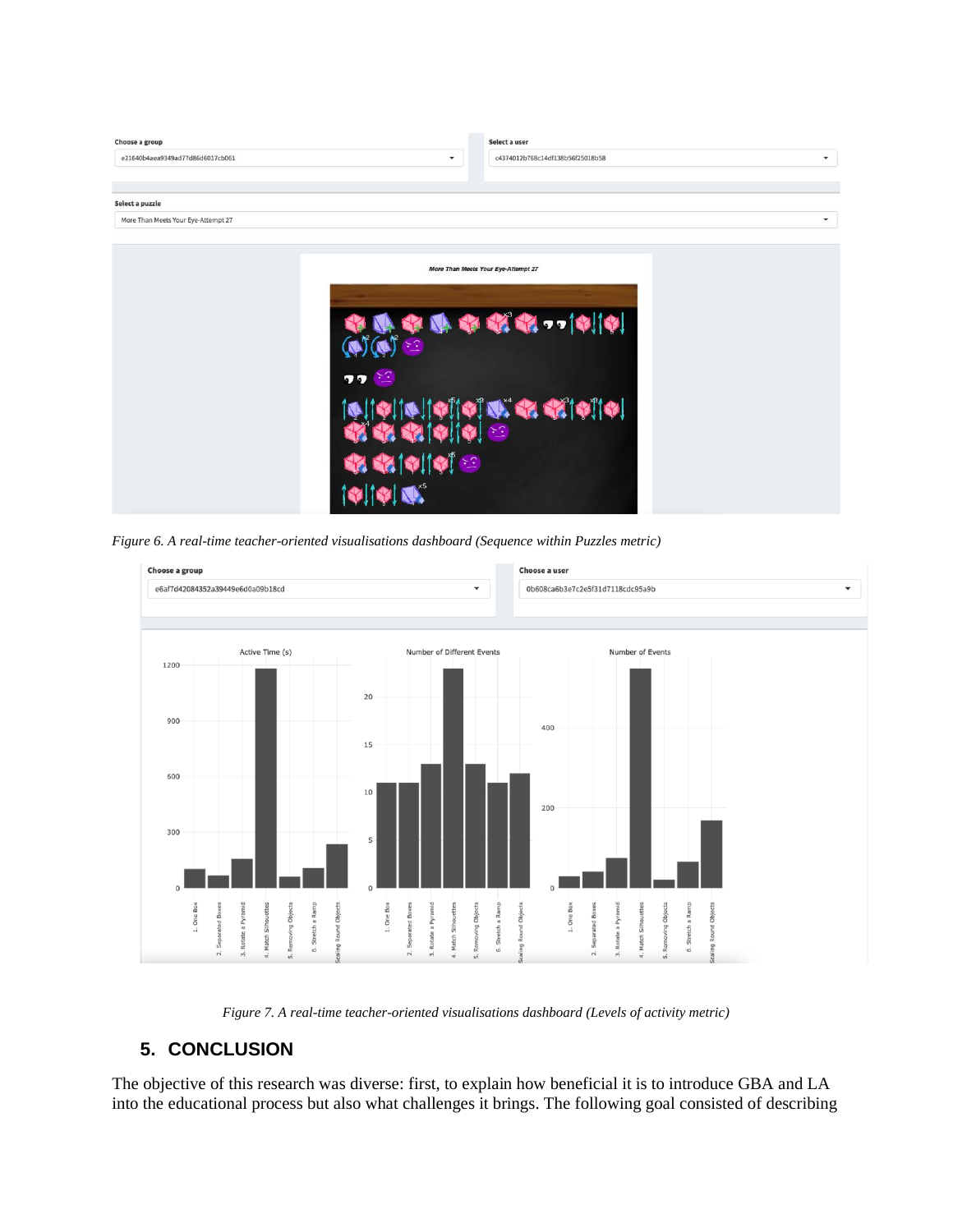*Figure 6. A real-time teacher-oriented visualisations dashboard (Sequence within Puzzles metric)*

*Figure 7. A real-time teacher-oriented visualisations dashboard (Levels of activity metric)*

## 5. CONCLUSION

The objective of this research was diverse: first, to explain how beneficial it is to introduce GBA and LA into the educational process but also what challenges it brings. The following goal consisted of describing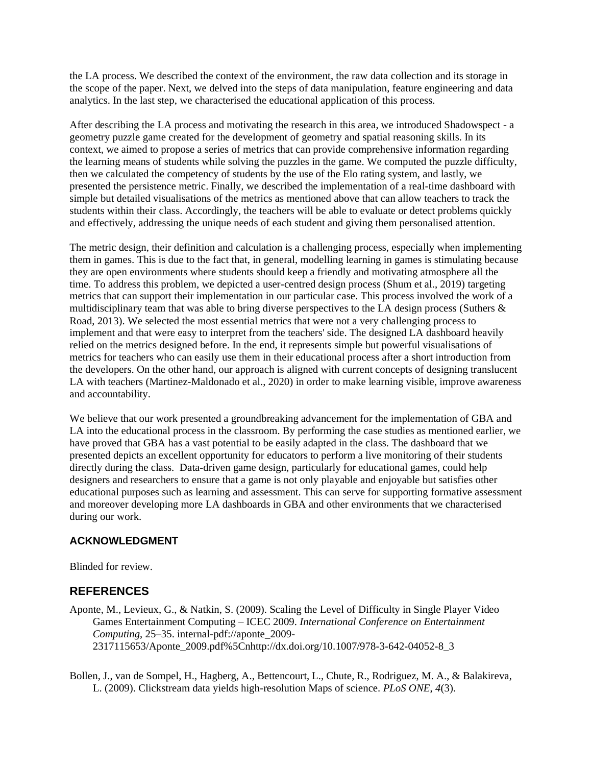the LA process. We described the context of the environment, the raw data collection and its storage in the scope of the paper. Next, we delved into the steps of data manipulation, feature engineering and data analytics. In the last step, we characterised the educational application of this process.

After describing the LA process and motivating the research in this area, we introduced Shadowspect - a geometry puzzle game created for the development of geometry and spatial reasoning skills. In its context, we aimed to propose a series of metrics that can provide comprehensive information regarding the learning means of students while solving the puzzles in the game. We computed the puzzle difficulty, then we calculated the competency of students by the use of the Elo rating system, and lastly, we presented the persistence metric. Finally, we described the implementation of a real-time dashboard with simple but detailed visualisations of the metrics as mentioned above that can allow teachers to track the students within their class. Accordingly, the teachers will be able to evaluate or detect problems quickly and effectively, addressing the unique needs of each student and giving them personalised attention.

The metric design, their definition and calculation is a challenging process, especially when implementing them in games. This is due to the fact that, in general, modelling learning in games is stimulating because they are open environments where students should keep a friendly and motivating atmosphere all the time. To address this problem, we depicted a user-centred design process (Shum et al., 2019) targeting metrics that can support their implementation in our particular case. This process involved the work of a multidisciplinary team that was able to bring diverse perspectives to the LA design process (Suthers & Road, 2013). We selected the most essential metrics that were not a very challenging process to implement and that were easy to interpret from the teachers' side. The designed LA dashboard heavily relied on the metrics designed before. In the end, it represents simple but powerful visualisations of metrics for teachers who can easily use them in their educational process after a short introduction from the developers. On the other hand, our approach is aligned with current concepts of designing translucent LA with teachers (Martinez-Maldonado et al., 2020) in order to make learning visible, improve awareness and accountability.

We believe that our work presented a groundbreaking advancement for the implementation of GBA and LA into the educational process in the classroom. By performing the case studies as mentioned earlier, we have proved that GBA has a vast potential to be easily adapted in the class. The dashboard that we presented depicts an excellent opportunity for educators to perform a live monitoring of their students directly during the class. Data-driven game design, particularly for educational games, could help designers and researchers to ensure that a game is not only playable and enjoyable but satisfies other educational purposes such as learning and assessment. This can serve for supporting formative assessment and moreover developing more LA dashboards in GBA and other environments that we characterised during our work.

### ACKNOWLEDGMENT

Blinded for review.

## REFERENCES

Aponte, M., Levieux, G., & Natkin, S. (2009). Scaling the Level of Difficulty in Single Player Video Games Entertainment Computing – ICEC 2009. *International Conference on Entertainment Computing*, 25–35. internal-pdf://aponte_2009-2317115653/Aponte_2009.pdf%5Cnhttp://dx.doi.org/10.1007/978-3-642-04052-8_3

Bollen, J., van de Sompel, H., Hagberg, A., Bettencourt, L., Chute, R., Rodriguez, M. A., & Balakireva, L. (2009). Clickstream data yields high-resolution Maps of science. *PLoS ONE*, *4*(3).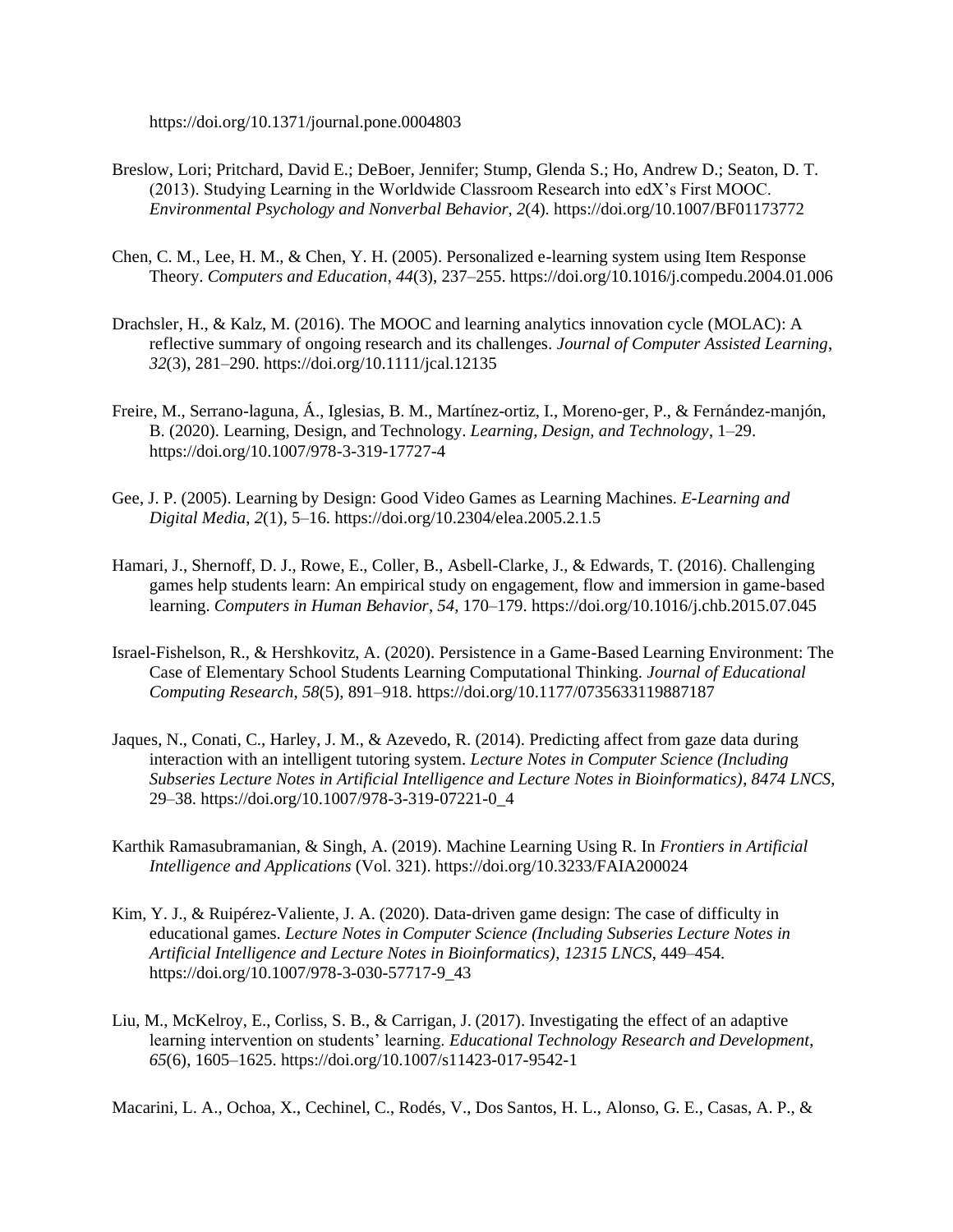https://doi.org/10.1371/journal.pone.0004803

Breslow, Lori; Pritchard, David E.; DeBoer, Jennifer; Stump, Glenda S.; Ho, Andrew D.; Seaton, D. T. (2013). Studying Learning in the Worldwide Classroom Research into edX's First MOOC. *Environmental Psychology and Nonverbal Behavior*, *2*(4). https://doi.org/10.1007/BF01173772

Chen, C. M., Lee, H. M., & Chen, Y. H. (2005). Personalized e-learning system using Item Response Theory. *Computers and Education*, *44*(3), 237–255. https://doi.org/10.1016/j.compedu.2004.01.006

Drachsler, H., & Kalz, M. (2016). The MOOC and learning analytics innovation cycle (MOLAC): A reflective summary of ongoing research and its challenges. *Journal of Computer Assisted Learning*, *32*(3), 281–290. https://doi.org/10.1111/jcal.12135

Freire, M., Serrano-laguna, Á., Iglesias, B. M., Martínez-ortiz, I., Moreno-ger, P., & Fernández-manjón, B. (2020). Learning, Design, and Technology. *Learning, Design, and Technology*, 1–29. https://doi.org/10.1007/978-3-319-17727-4

Gee, J. P. (2005). Learning by Design: Good Video Games as Learning Machines. *E-Learning and Digital Media*, *2*(1), 5–16. https://doi.org/10.2304/elea.2005.2.1.5

Hamari, J., Shernoff, D. J., Rowe, E., Coller, B., Asbell-Clarke, J., & Edwards, T. (2016). Challenging games help students learn: An empirical study on engagement, flow and immersion in game-based learning. *Computers in Human Behavior*, *54*, 170–179. https://doi.org/10.1016/j.chb.2015.07.045

Israel-Fishelson, R., & Hershkovitz, A. (2020). Persistence in a Game-Based Learning Environment: The Case of Elementary School Students Learning Computational Thinking. *Journal of Educational Computing Research*, *58*(5), 891–918. https://doi.org/10.1177/0735633119887187

Jaques, N., Conati, C., Harley, J. M., & Azevedo, R. (2014). Predicting affect from gaze data during interaction with an intelligent tutoring system. *Lecture Notes in Computer Science (Including Subseries Lecture Notes in Artificial Intelligence and Lecture Notes in Bioinformatics)*, *8474 LNCS*, 29–38. https://doi.org/10.1007/978-3-319-07221-0_4

Karthik Ramasubramanian, & Singh, A. (2019). Machine Learning Using R. In *Frontiers in Artificial Intelligence and Applications* (Vol. 321). https://doi.org/10.3233/FAIA200024

Kim, Y. J., & Ruipérez-Valiente, J. A. (2020). Data-driven game design: The case of difficulty in educational games. *Lecture Notes in Computer Science (Including Subseries Lecture Notes in Artificial Intelligence and Lecture Notes in Bioinformatics)*, *12315 LNCS*, 449–454. https://doi.org/10.1007/978-3-030-57717-9_43

Liu, M., McKelroy, E., Corliss, S. B., & Carrigan, J. (2017). Investigating the effect of an adaptive learning intervention on students' learning. *Educational Technology Research and Development*, *65*(6), 1605–1625. https://doi.org/10.1007/s11423-017-9542-1

Macarini, L. A., Ochoa, X., Cechinel, C., Rodés, V., Dos Santos, H. L., Alonso, G. E., Casas, A. P., &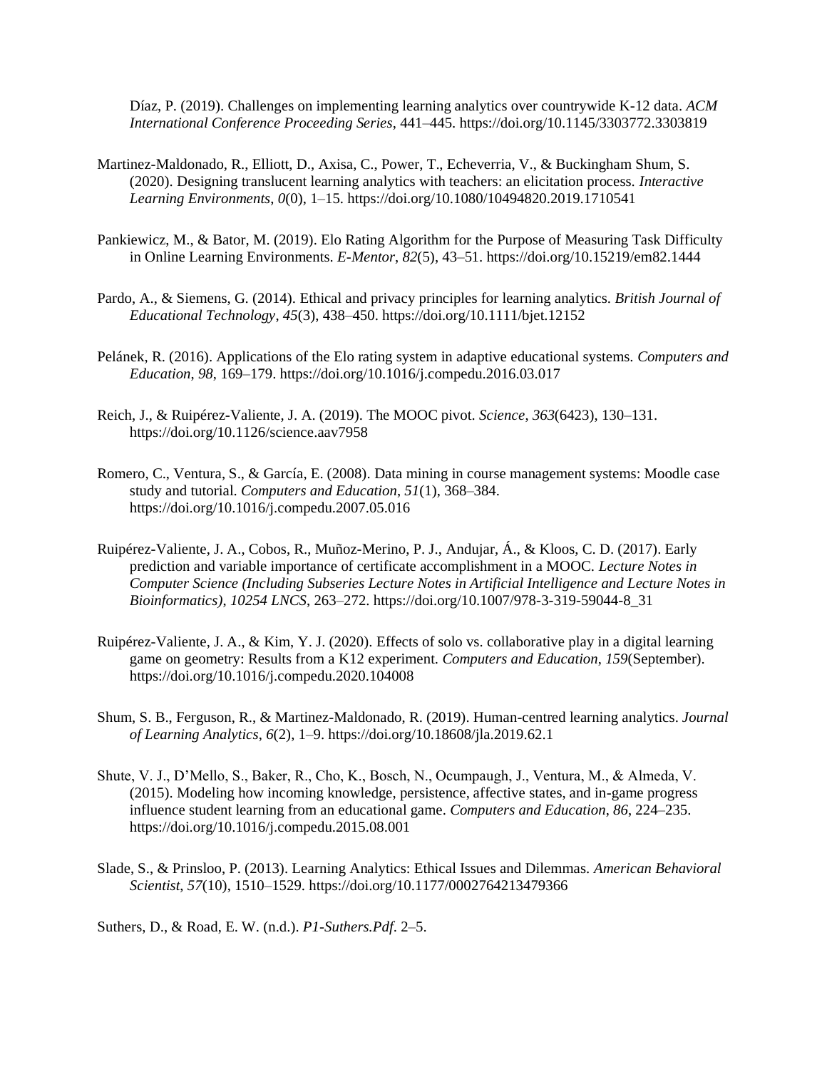Díaz, P. (2019). Challenges on implementing learning analytics over countrywide K-12 data. *ACM International Conference Proceeding Series*, 441–445. https://doi.org/10.1145/3303772.3303819

Martinez-Maldonado, R., Elliott, D., Axisa, C., Power, T., Echeverria, V., & Buckingham Shum, S. (2020). Designing translucent learning analytics with teachers: an elicitation process. *Interactive Learning Environments*, *0*(0), 1–15. https://doi.org/10.1080/10494820.2019.1710541

Pankiewicz, M., & Bator, M. (2019). Elo Rating Algorithm for the Purpose of Measuring Task Difficulty in Online Learning Environments. *E-Mentor*, *82*(5), 43–51. https://doi.org/10.15219/em82.1444

Pardo, A., & Siemens, G. (2014). Ethical and privacy principles for learning analytics. *British Journal of Educational Technology*, *45*(3), 438–450. https://doi.org/10.1111/bjet.12152

Pelánek, R. (2016). Applications of the Elo rating system in adaptive educational systems. *Computers and Education*, *98*, 169–179. https://doi.org/10.1016/j.compedu.2016.03.017

Reich, J., & Ruipérez-Valiente, J. A. (2019). The MOOC pivot. *Science*, *363*(6423), 130–131. https://doi.org/10.1126/science.aav7958

Romero, C., Ventura, S., & García, E. (2008). Data mining in course management systems: Moodle case study and tutorial. *Computers and Education*, *51*(1), 368–384. https://doi.org/10.1016/j.compedu.2007.05.016

Ruipérez-Valiente, J. A., Cobos, R., Muñoz-Merino, P. J., Andujar, Á., & Kloos, C. D. (2017). Early prediction and variable importance of certificate accomplishment in a MOOC. *Lecture Notes in Computer Science (Including Subseries Lecture Notes in Artificial Intelligence and Lecture Notes in Bioinformatics)*, *10254 LNCS*, 263–272. https://doi.org/10.1007/978-3-319-59044-8_31

Ruipérez-Valiente, J. A., & Kim, Y. J. (2020). Effects of solo vs. collaborative play in a digital learning game on geometry: Results from a K12 experiment. *Computers and Education*, *159*(September). https://doi.org/10.1016/j.compedu.2020.104008

Shum, S. B., Ferguson, R., & Martinez-Maldonado, R. (2019). Human-centred learning analytics. *Journal of Learning Analytics*, *6*(2), 1–9. https://doi.org/10.18608/jla.2019.62.1

Shute, V. J., D'Mello, S., Baker, R., Cho, K., Bosch, N., Ocumpaugh, J., Ventura, M., & Almeda, V. (2015). Modeling how incoming knowledge, persistence, affective states, and in-game progress influence student learning from an educational game. *Computers and Education*, *86*, 224–235. https://doi.org/10.1016/j.compedu.2015.08.001

Slade, S., & Prinsloo, P. (2013). Learning Analytics: Ethical Issues and Dilemmas. *American Behavioral Scientist*, *57*(10), 1510–1529. https://doi.org/10.1177/0002764213479366

Suthers, D., & Road, E. W. (n.d.). *P1-Suthers.Pdf*. 2–5.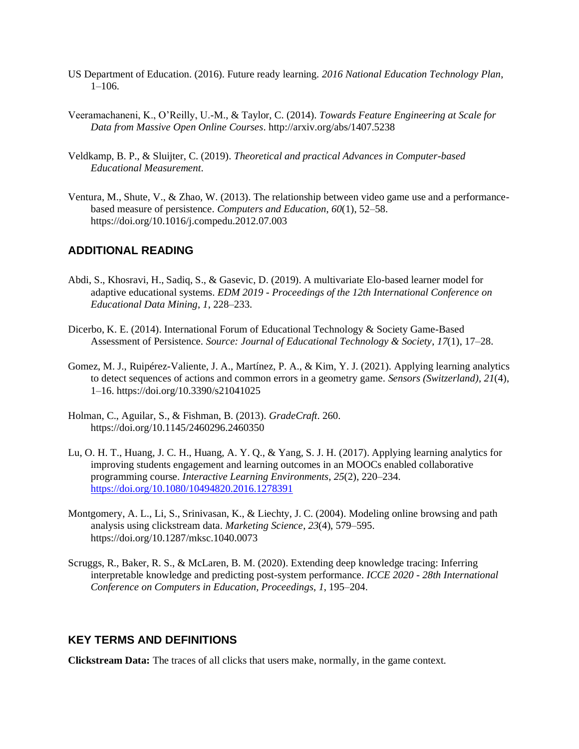US Department of Education. (2016). Future ready learning. *2016 National Education Technology Plan*, 1–106.

Veeramachaneni, K., O'Reilly, U.-M., & Taylor, C. (2014). *Towards Feature Engineering at Scale for Data from Massive Open Online Courses*. http://arxiv.org/abs/1407.5238

Veldkamp, B. P., & Sluijter, C. (2019). *Theoretical and practical Advances in Computer-based Educational Measurement*.

Ventura, M., Shute, V., & Zhao, W. (2013). The relationship between video game use and a performance-based measure of persistence. *Computers and Education*, *60*(1), 52–58. https://doi.org/10.1016/j.compedu.2012.07.003

## ADDITIONAL READING

Abdi, S., Khosravi, H., Sadiq, S., & Gasevic, D. (2019). A multivariate Elo-based learner model for adaptive educational systems. *EDM 2019 - Proceedings of the 12th International Conference on Educational Data Mining*, *1*, 228–233.

Dicerbo, K. E. (2014). International Forum of Educational Technology & Society Game-Based Assessment of Persistence. *Source: Journal of Educational Technology & Society*, *17*(1), 17–28.

Gomez, M. J., Ruipérez-Valiente, J. A., Martínez, P. A., & Kim, Y. J. (2021). Applying learning analytics to detect sequences of actions and common errors in a geometry game. *Sensors (Switzerland)*, *21*(4), 1–16. https://doi.org/10.3390/s21041025

Holman, C., Aguilar, S., & Fishman, B. (2013). *GradeCraft*. 260. https://doi.org/10.1145/2460296.2460350

Lu, O. H. T., Huang, J. C. H., Huang, A. Y. Q., & Yang, S. J. H. (2017). Applying learning analytics for improving students engagement and learning outcomes in an MOOCs enabled collaborative programming course. *Interactive Learning Environments*, *25*(2), 220–234. https://doi.org/10.1080/10494820.2016.1278391

Montgomery, A. L., Li, S., Srinivasan, K., & Liechty, J. C. (2004). Modeling online browsing and path analysis using clickstream data. *Marketing Science*, *23*(4), 579–595. https://doi.org/10.1287/mksc.1040.0073

Scruggs, R., Baker, R. S., & McLaren, B. M. (2020). Extending deep knowledge tracing: Inferring interpretable knowledge and predicting post-system performance. *ICCE 2020 - 28th International Conference on Computers in Education, Proceedings*, *1*, 195–204.

## KEY TERMS AND DEFINITIONS

**Clickstream Data:** The traces of all clicks that users make, normally, in the game context.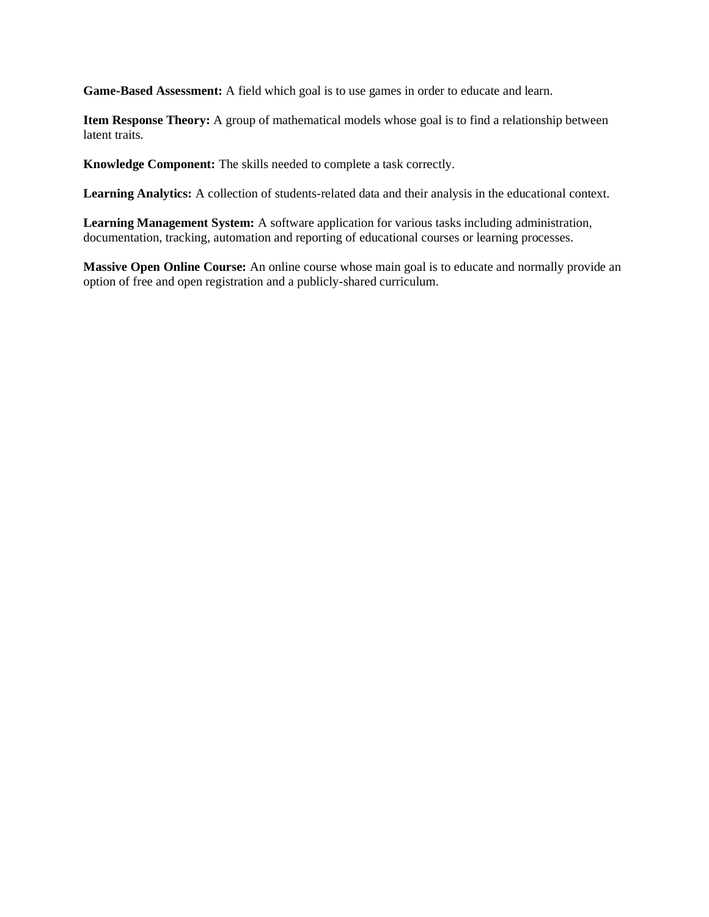**Game-Based Assessment:** A field which goal is to use games in order to educate and learn.

**Item Response Theory:** A group of mathematical models whose goal is to find a relationship between latent traits.

**Knowledge Component:** The skills needed to complete a task correctly.

**Learning Analytics:** A collection of students-related data and their analysis in the educational context.

**Learning Management System:** A software application for various tasks including administration, documentation, tracking, automation and reporting of educational courses or learning processes.

**Massive Open Online Course:** An online course whose main goal is to educate and normally provide an option of free and open registration and a publicly-shared curriculum.